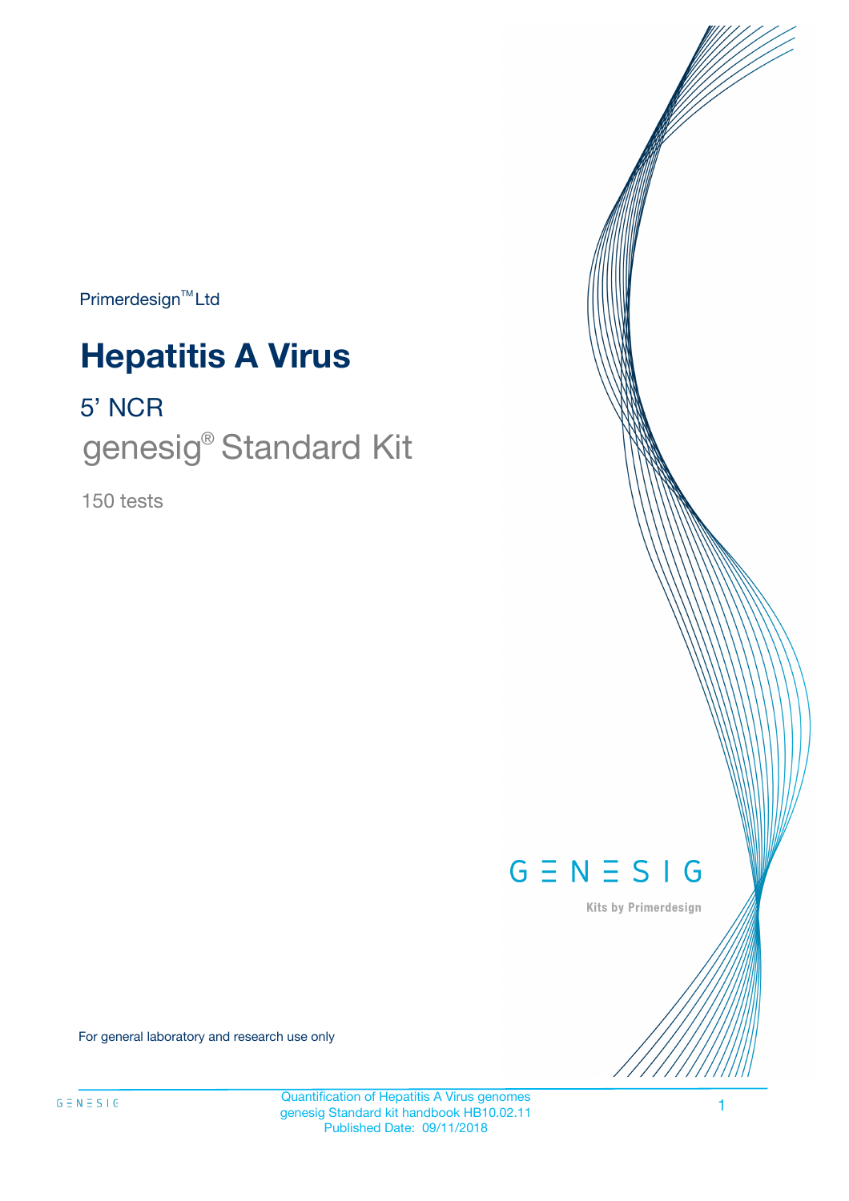Primerdesign™ Ltd

# Hepatitis A Virus

## 5' NCR

## genesig® Standard Kit

150 tests

GENESIG

Kits by Primerdesign

For general laboratory and research use only

Quantification of Hepatitis A Virus genomes
genesig Standard kit handbook HB10.02.11
Published Date: 09/11/2018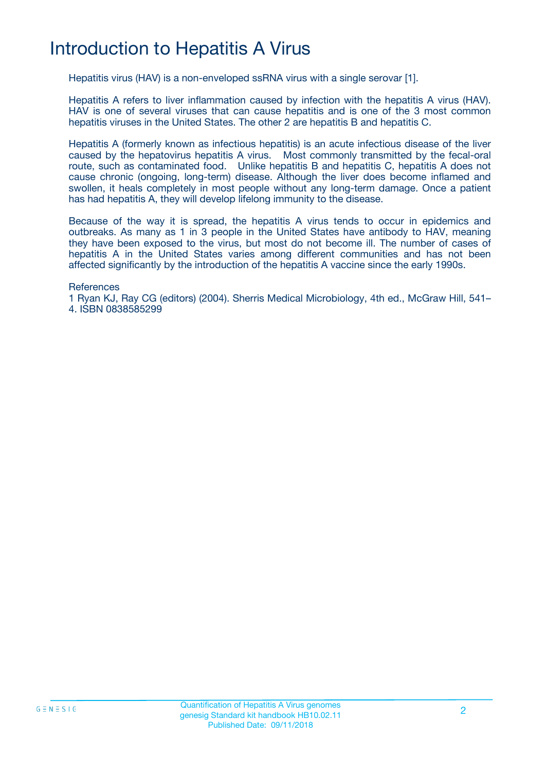# Introduction to Hepatitis A Virus

Hepatitis virus (HAV) is a non-enveloped ssRNA virus with a single serovar [1].

Hepatitis A refers to liver inflammation caused by infection with the hepatitis A virus (HAV). HAV is one of several viruses that can cause hepatitis and is one of the 3 most common hepatitis viruses in the United States. The other 2 are hepatitis B and hepatitis C.

Hepatitis A (formerly known as infectious hepatitis) is an acute infectious disease of the liver caused by the hepatovirus hepatitis A virus. Most commonly transmitted by the fecal-oral route, such as contaminated food. Unlike hepatitis B and hepatitis C, hepatitis A does not cause chronic (ongoing, long-term) disease. Although the liver does become inflamed and swollen, it heals completely in most people without any long-term damage. Once a patient has had hepatitis A, they will develop lifelong immunity to the disease.

Because of the way it is spread, the hepatitis A virus tends to occur in epidemics and outbreaks. As many as 1 in 3 people in the United States have antibody to HAV, meaning they have been exposed to the virus, but most do not become ill. The number of cases of hepatitis A in the United States varies among different communities and has not been affected significantly by the introduction of the hepatitis A vaccine since the early 1990s.

References
1 Ryan KJ, Ray CG (editors) (2004). Sherris Medical Microbiology, 4th ed., McGraw Hill, 541–4. ISBN 0838585299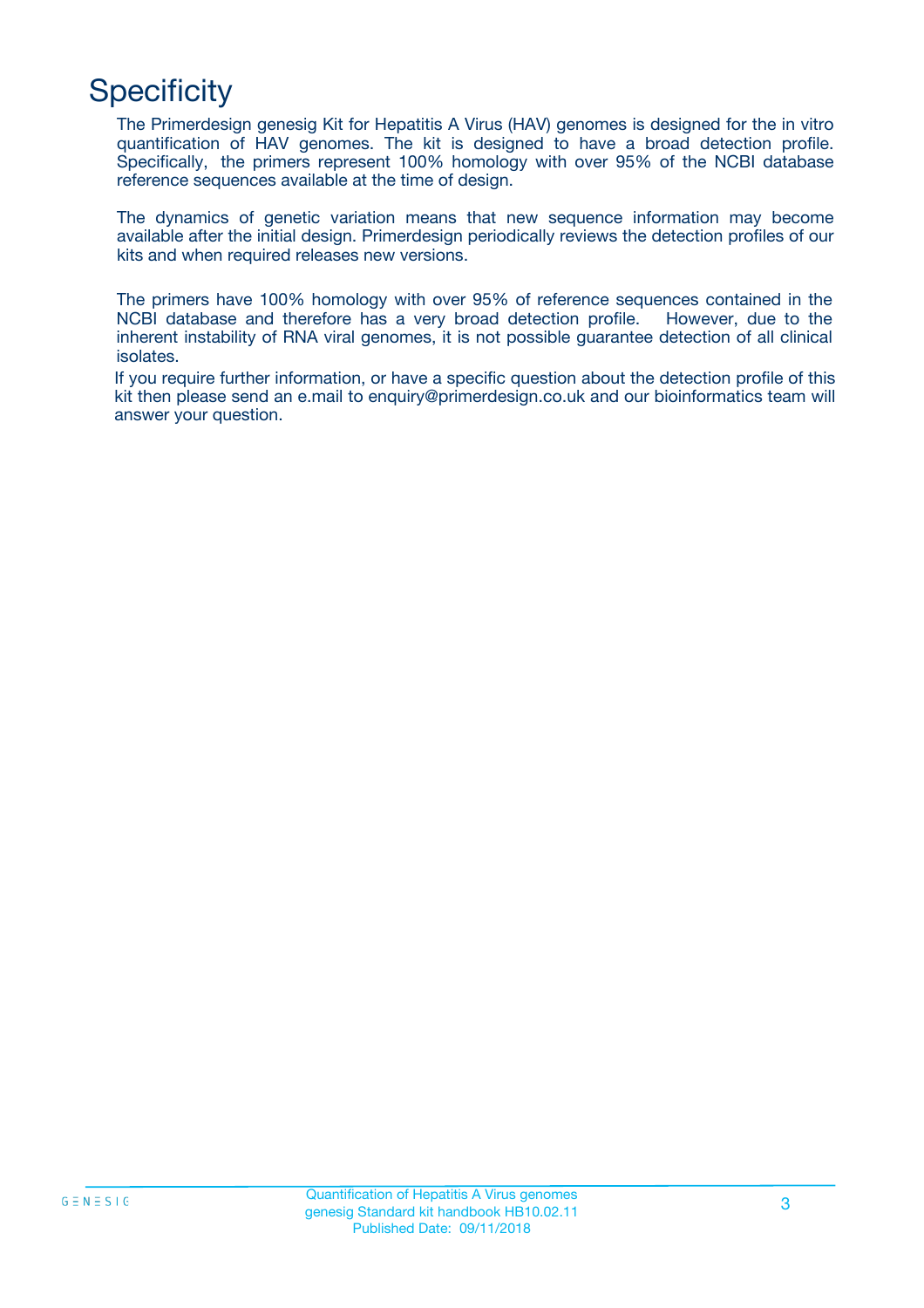# Specificity

The Primerdesign genesig Kit for Hepatitis A Virus (HAV) genomes is designed for the in vitro quantification of HAV genomes. The kit is designed to have a broad detection profile. Specifically, the primers represent 100% homology with over 95% of the NCBI database reference sequences available at the time of design.

The dynamics of genetic variation means that new sequence information may become available after the initial design. Primerdesign periodically reviews the detection profiles of our kits and when required releases new versions.

The primers have 100% homology with over 95% of reference sequences contained in the NCBI database and therefore has a very broad detection profile. However, due to the inherent instability of RNA viral genomes, it is not possible guarantee detection of all clinical isolates.

If you require further information, or have a specific question about the detection profile of this kit then please send an e.mail to enquiry@primerdesign.co.uk and our bioinformatics team will answer your question.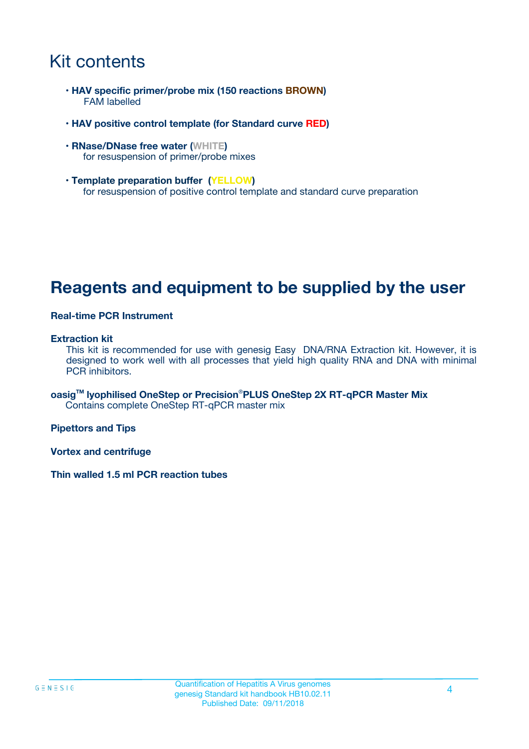# Kit contents

- **HAV specific primer/probe mix (150 reactions BROWN)**
  FAM labelled
- **HAV positive control template (for Standard curve RED)**
- **RNase/DNase free water (WHITE)**
  for resuspension of primer/probe mixes
- **Template preparation buffer (YELLOW)**
  for resuspension of positive control template and standard curve preparation

# Reagents and equipment to be supplied by the user

**Real-time PCR Instrument**

**Extraction kit**
This kit is recommended for use with genesig Easy DNA/RNA Extraction kit. However, it is designed to work well with all processes that yield high quality RNA and DNA with minimal PCR inhibitors.

**oasig™ lyophilised OneStep or Precision®PLUS OneStep 2X RT-qPCR Master Mix**
Contains complete OneStep RT-qPCR master mix

**Pipettors and Tips**

**Vortex and centrifuge**

**Thin walled 1.5 ml PCR reaction tubes**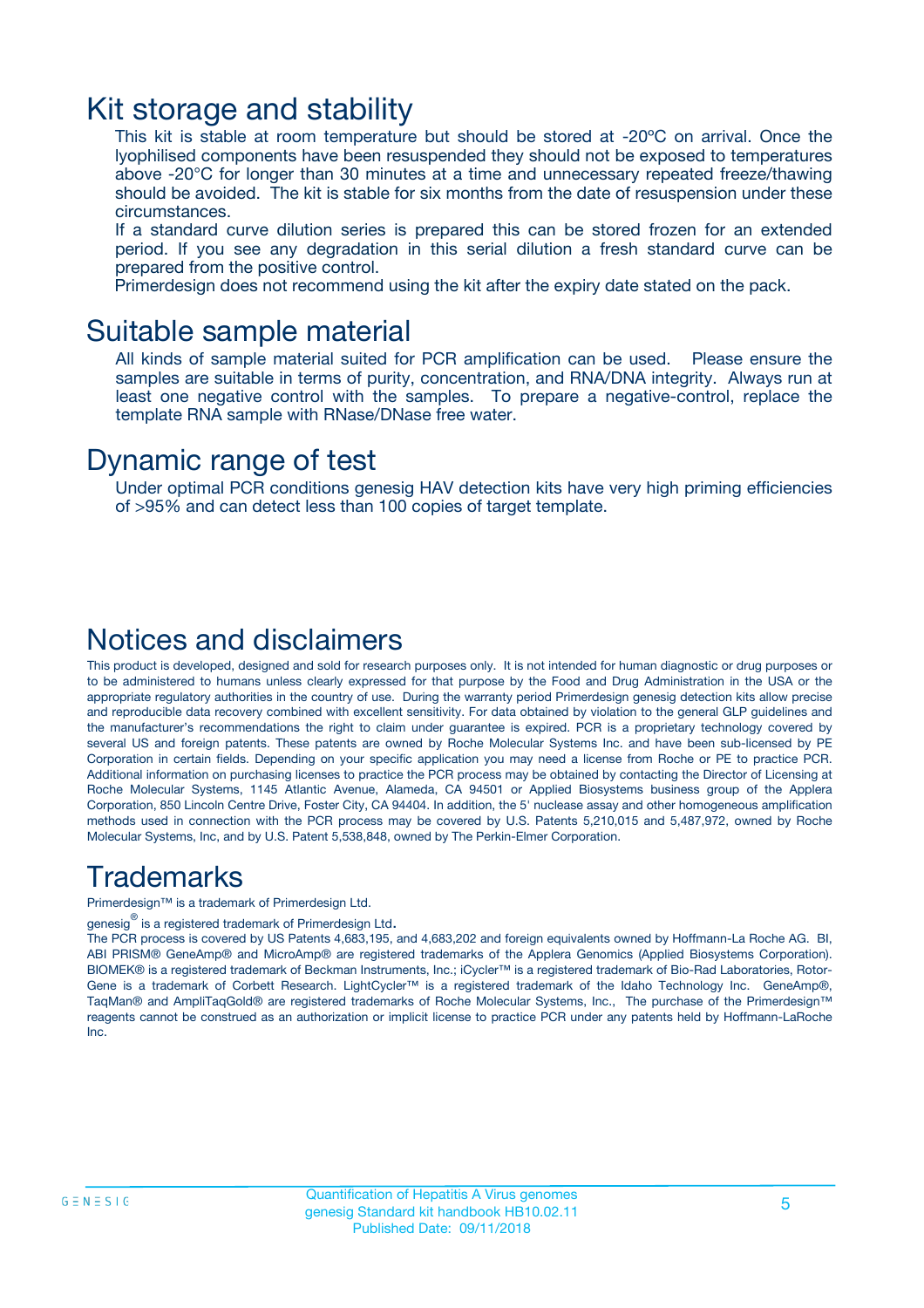# Kit storage and stability

This kit is stable at room temperature but should be stored at -20ºC on arrival. Once the lyophilised components have been resuspended they should not be exposed to temperatures above -20°C for longer than 30 minutes at a time and unnecessary repeated freeze/thawing should be avoided. The kit is stable for six months from the date of resuspension under these circumstances.

If a standard curve dilution series is prepared this can be stored frozen for an extended period. If you see any degradation in this serial dilution a fresh standard curve can be prepared from the positive control.

Primerdesign does not recommend using the kit after the expiry date stated on the pack.

# Suitable sample material

All kinds of sample material suited for PCR amplification can be used. Please ensure the samples are suitable in terms of purity, concentration, and RNA/DNA integrity. Always run at least one negative control with the samples. To prepare a negative-control, replace the template RNA sample with RNase/DNase free water.

# Dynamic range of test

Under optimal PCR conditions genesig HAV detection kits have very high priming efficiencies of >95% and can detect less than 100 copies of target template.

# Notices and disclaimers

This product is developed, designed and sold for research purposes only. It is not intended for human diagnostic or drug purposes or to be administered to humans unless clearly expressed for that purpose by the Food and Drug Administration in the USA or the appropriate regulatory authorities in the country of use. During the warranty period Primerdesign genesig detection kits allow precise and reproducible data recovery combined with excellent sensitivity. For data obtained by violation to the general GLP guidelines and the manufacturer's recommendations the right to claim under guarantee is expired. PCR is a proprietary technology covered by several US and foreign patents. These patents are owned by Roche Molecular Systems Inc. and have been sub-licensed by PE Corporation in certain fields. Depending on your specific application you may need a license from Roche or PE to practice PCR. Additional information on purchasing licenses to practice the PCR process may be obtained by contacting the Director of Licensing at Roche Molecular Systems, 1145 Atlantic Avenue, Alameda, CA 94501 or Applied Biosystems business group of the Applera Corporation, 850 Lincoln Centre Drive, Foster City, CA 94404. In addition, the 5' nuclease assay and other homogeneous amplification methods used in connection with the PCR process may be covered by U.S. Patents 5,210,015 and 5,487,972, owned by Roche Molecular Systems, Inc, and by U.S. Patent 5,538,848, owned by The Perkin-Elmer Corporation.

# Trademarks

Primerdesign™ is a trademark of Primerdesign Ltd.

genesig® is a registered trademark of Primerdesign Ltd.

The PCR process is covered by US Patents 4,683,195, and 4,683,202 and foreign equivalents owned by Hoffmann-La Roche AG. BI, ABI PRISM® GeneAmp® and MicroAmp® are registered trademarks of the Applera Genomics (Applied Biosystems Corporation). BIOMEK® is a registered trademark of Beckman Instruments, Inc.; iCycler™ is a registered trademark of Bio-Rad Laboratories, Rotor-Gene is a trademark of Corbett Research. LightCycler™ is a registered trademark of the Idaho Technology Inc. GeneAmp®, TaqMan® and AmpliTaqGold® are registered trademarks of Roche Molecular Systems, Inc., The purchase of the Primerdesign™ reagents cannot be construed as an authorization or implicit license to practice PCR under any patents held by Hoffmann-LaRoche Inc.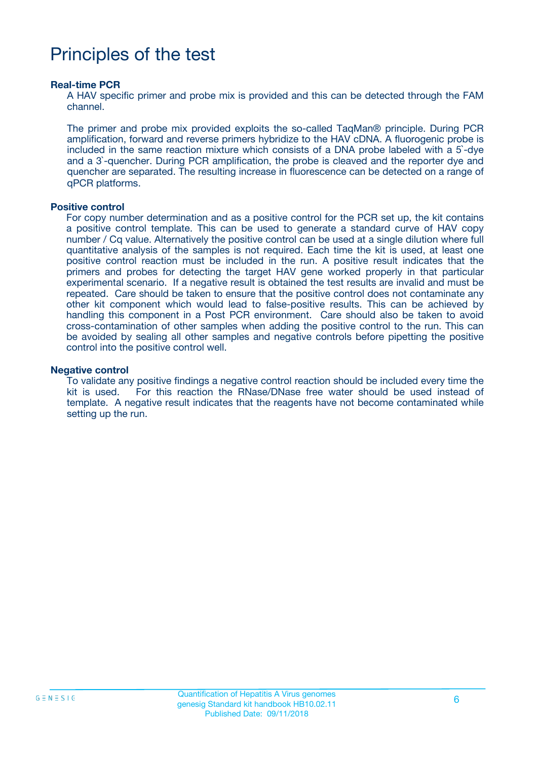# Principles of the test

**Real-time PCR**

A HAV specific primer and probe mix is provided and this can be detected through the FAM channel.

The primer and probe mix provided exploits the so-called TaqMan® principle. During PCR amplification, forward and reverse primers hybridize to the HAV cDNA. A fluorogenic probe is included in the same reaction mixture which consists of a DNA probe labeled with a 5`-dye and a 3`-quencher. During PCR amplification, the probe is cleaved and the reporter dye and quencher are separated. The resulting increase in fluorescence can be detected on a range of qPCR platforms.

**Positive control**

For copy number determination and as a positive control for the PCR set up, the kit contains a positive control template. This can be used to generate a standard curve of HAV copy number / Cq value. Alternatively the positive control can be used at a single dilution where full quantitative analysis of the samples is not required. Each time the kit is used, at least one positive control reaction must be included in the run. A positive result indicates that the primers and probes for detecting the target HAV gene worked properly in that particular experimental scenario. If a negative result is obtained the test results are invalid and must be repeated. Care should be taken to ensure that the positive control does not contaminate any other kit component which would lead to false-positive results. This can be achieved by handling this component in a Post PCR environment. Care should also be taken to avoid cross-contamination of other samples when adding the positive control to the run. This can be avoided by sealing all other samples and negative controls before pipetting the positive control into the positive control well.

**Negative control**

To validate any positive findings a negative control reaction should be included every time the kit is used. For this reaction the RNase/DNase free water should be used instead of template. A negative result indicates that the reagents have not become contaminated while setting up the run.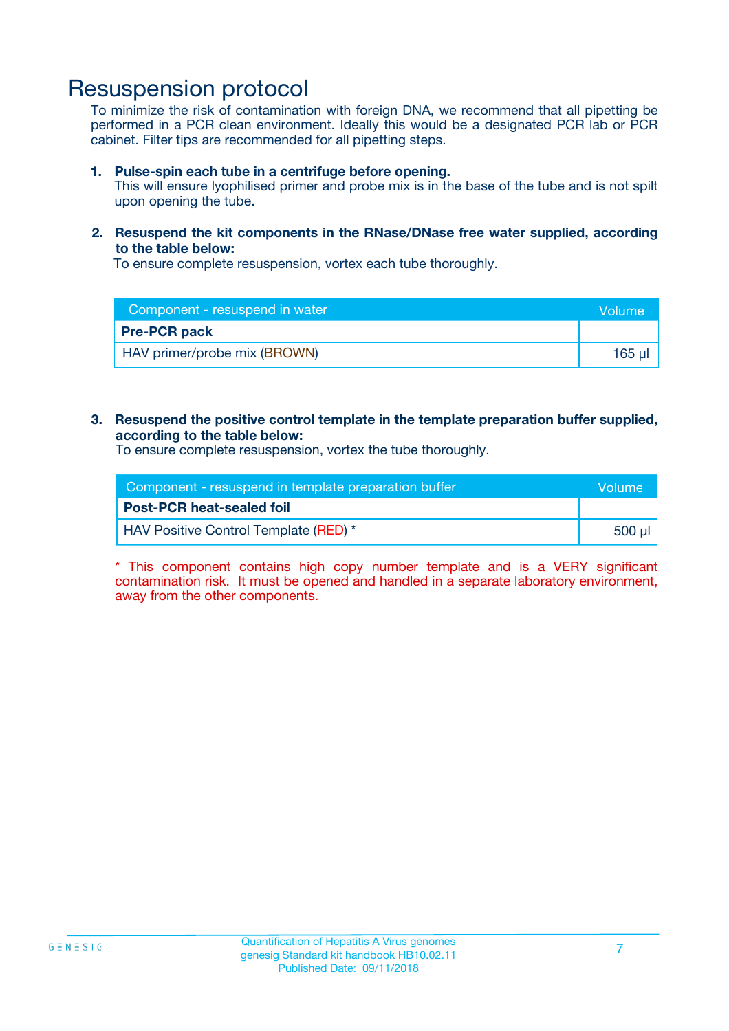# Resuspension protocol

To minimize the risk of contamination with foreign DNA, we recommend that all pipetting be performed in a PCR clean environment. Ideally this would be a designated PCR lab or PCR cabinet. Filter tips are recommended for all pipetting steps.

1. **Pulse-spin each tube in a centrifuge before opening.**
   This will ensure lyophilised primer and probe mix is in the base of the tube and is not spilt upon opening the tube.

2. **Resuspend the kit components in the RNase/DNase free water supplied, according to the table below:**
   To ensure complete resuspension, vortex each tube thoroughly.

| Component - resuspend in water | Volume |
|---|---|
| **Pre-PCR pack** | |
| HAV primer/probe mix (BROWN) | 165 µl |

3. **Resuspend the positive control template in the template preparation buffer supplied, according to the table below:**
   To ensure complete resuspension, vortex the tube thoroughly.

| Component - resuspend in template preparation buffer | Volume |
|---|---|
| **Post-PCR heat-sealed foil** | |
| HAV Positive Control Template (RED) * | 500 µl |

* This component contains high copy number template and is a VERY significant contamination risk. It must be opened and handled in a separate laboratory environment, away from the other components.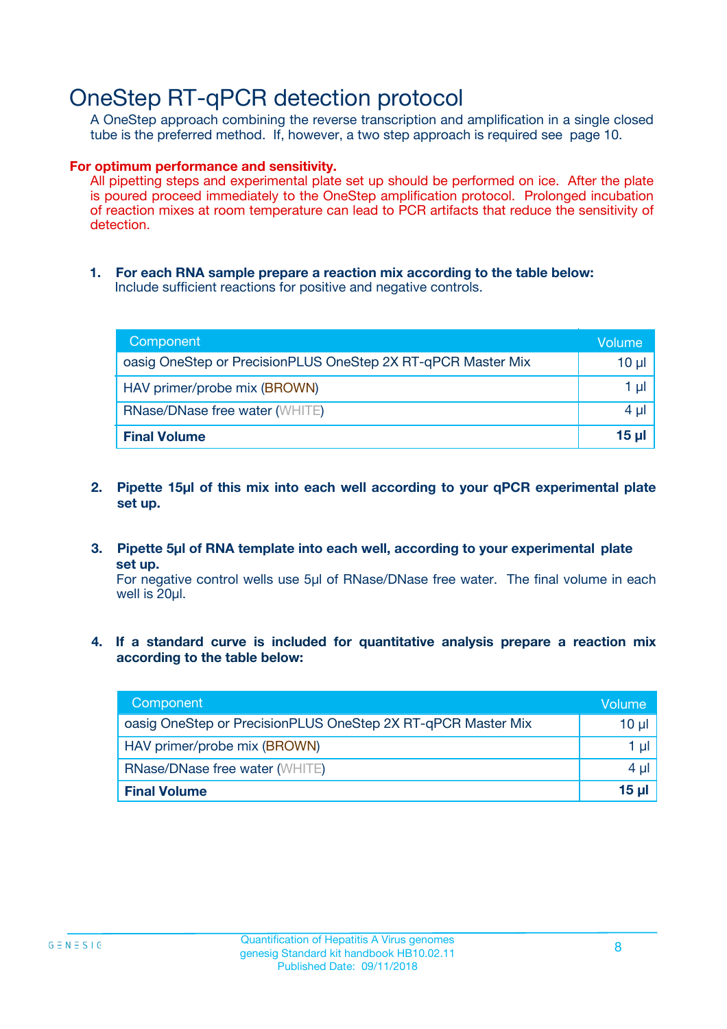# OneStep RT-qPCR detection protocol

A OneStep approach combining the reverse transcription and amplification in a single closed tube is the preferred method. If, however, a two step approach is required see page 10.

**For optimum performance and sensitivity.**

All pipetting steps and experimental plate set up should be performed on ice. After the plate is poured proceed immediately to the OneStep amplification protocol. Prolonged incubation of reaction mixes at room temperature can lead to PCR artifacts that reduce the sensitivity of detection.

1. **For each RNA sample prepare a reaction mix according to the table below:**
   Include sufficient reactions for positive and negative controls.

| Component | Volume |
|---|---|
| oasig OneStep or PrecisionPLUS OneStep 2X RT-qPCR Master Mix | 10 µl |
| HAV primer/probe mix (BROWN) | 1 µl |
| RNase/DNase free water (WHITE) | 4 µl |
| **Final Volume** | **15 µl** |

2. **Pipette 15µl of this mix into each well according to your qPCR experimental plate set up.**

3. **Pipette 5µl of RNA template into each well, according to your experimental plate set up.**
   For negative control wells use 5µl of RNase/DNase free water. The final volume in each well is 20µl.

4. **If a standard curve is included for quantitative analysis prepare a reaction mix according to the table below:**

| Component | Volume |
|---|---|
| oasig OneStep or PrecisionPLUS OneStep 2X RT-qPCR Master Mix | 10 µl |
| HAV primer/probe mix (BROWN) | 1 µl |
| RNase/DNase free water (WHITE) | 4 µl |
| **Final Volume** | **15 µl** |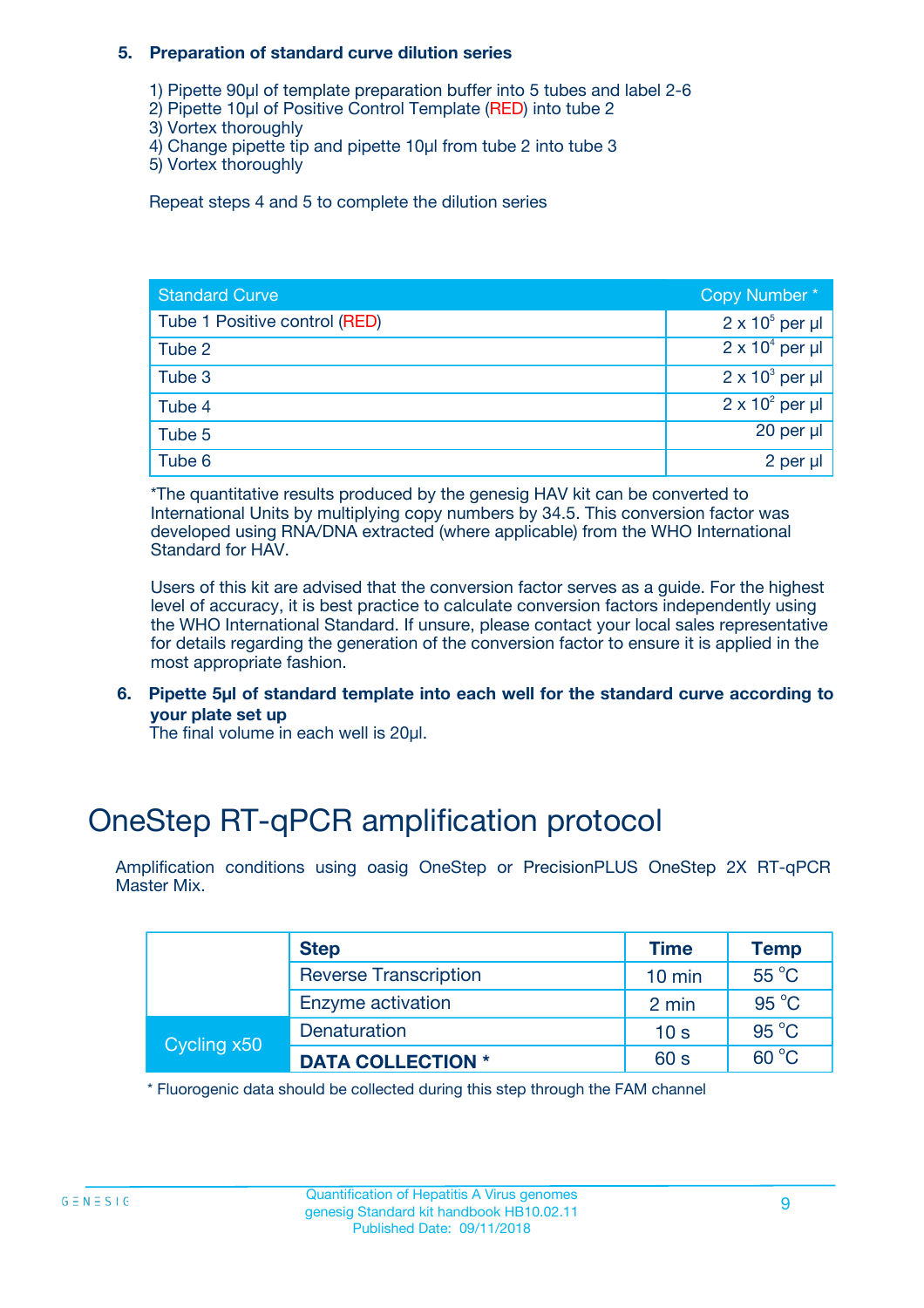5. **Preparation of standard curve dilution series**

   1) Pipette 90µl of template preparation buffer into 5 tubes and label 2-6
   2) Pipette 10µl of Positive Control Template (RED) into tube 2
   3) Vortex thoroughly
   4) Change pipette tip and pipette 10µl from tube 2 into tube 3
   5) Vortex thoroughly

   Repeat steps 4 and 5 to complete the dilution series

| Standard Curve | Copy Number * |
|---|---|
| Tube 1 Positive control (RED) | $2 \times 10^5$ per µl |
| Tube 2 | $2 \times 10^4$ per µl |
| Tube 3 | $2 \times 10^3$ per µl |
| Tube 4 | $2 \times 10^2$ per µl |
| Tube 5 | 20 per µl |
| Tube 6 | 2 per µl |

*The quantitative results produced by the genesig HAV kit can be converted to International Units by multiplying copy numbers by 34.5. This conversion factor was developed using RNA/DNA extracted (where applicable) from the WHO International Standard for HAV.

Users of this kit are advised that the conversion factor serves as a guide. For the highest level of accuracy, it is best practice to calculate conversion factors independently using the WHO International Standard. If unsure, please contact your local sales representative for details regarding the generation of the conversion factor to ensure it is applied in the most appropriate fashion.

6. **Pipette 5µl of standard template into each well for the standard curve according to your plate set up**
   The final volume in each well is 20µl.

# OneStep RT-qPCR amplification protocol

Amplification conditions using oasig OneStep or PrecisionPLUS OneStep 2X RT-qPCR Master Mix.

| | Step | Time | Temp |
|---|---|---|---|
| | Reverse Transcription | 10 min | 55 °C |
| | Enzyme activation | 2 min | 95 °C |
| Cycling x50 | Denaturation | 10 s | 95 °C |
| | **DATA COLLECTION *** | 60 s | 60 °C |

* Fluorogenic data should be collected during this step through the FAM channel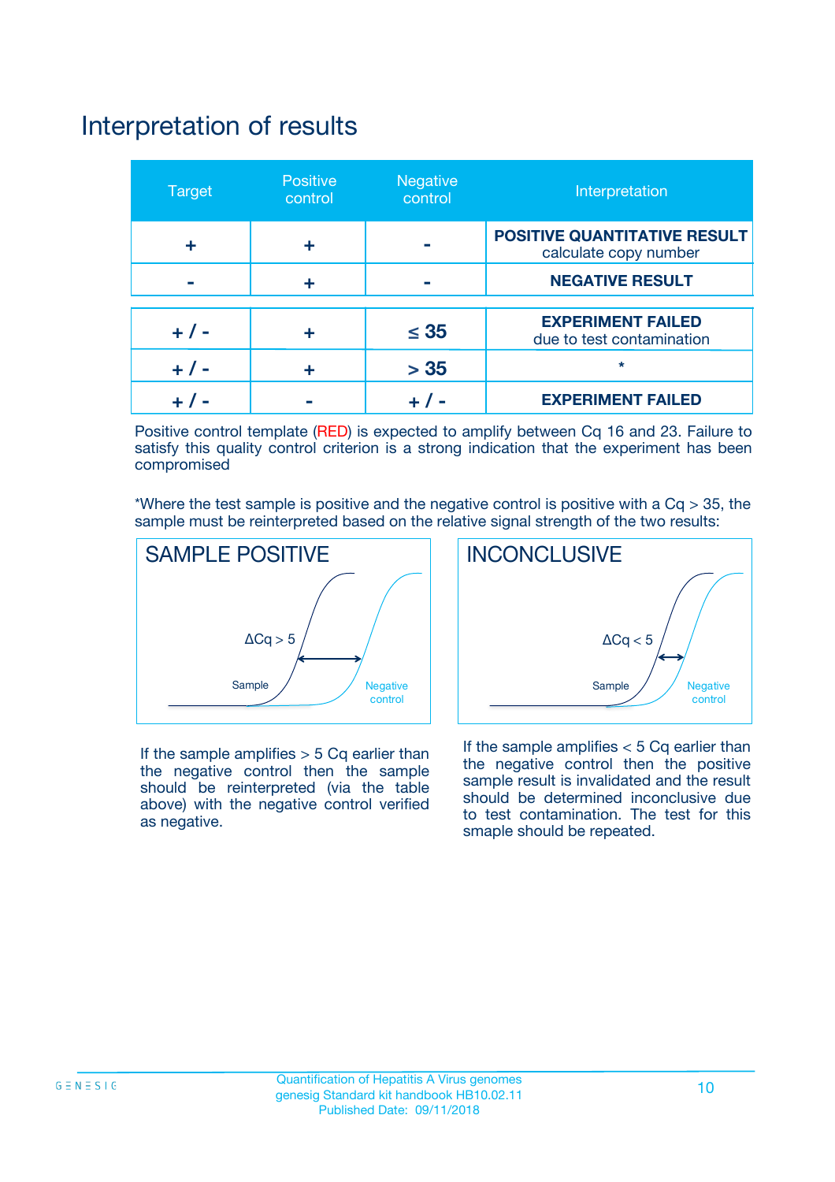# Interpretation of results

| Target | Positive control | Negative control | Interpretation |
|---|---|---|---|
| + | + | - | **POSITIVE QUANTITATIVE RESULT** calculate copy number |
| - | + | - | **NEGATIVE RESULT** |
| + / - | + | ≤ 35 | **EXPERIMENT FAILED** due to test contamination |
| + / - | + | > 35 | * |
| + / - | - | + / - | **EXPERIMENT FAILED** |

Positive control template (RED) is expected to amplify between Cq 16 and 23. Failure to satisfy this quality control criterion is a strong indication that the experiment has been compromised

*Where the test sample is positive and the negative control is positive with a Cq > 35, the sample must be reinterpreted based on the relative signal strength of the two results:

SAMPLE POSITIVE

ΔCq > 5

Sample

Negative control

If the sample amplifies > 5 Cq earlier than the negative control then the sample should be reinterpreted (via the table above) with the negative control verified as negative.

INCONCLUSIVE

ΔCq < 5

Sample

Negative control

If the sample amplifies < 5 Cq earlier than the negative control then the positive sample result is invalidated and the result should be determined inconclusive due to test contamination. The test for this smaple should be repeated.